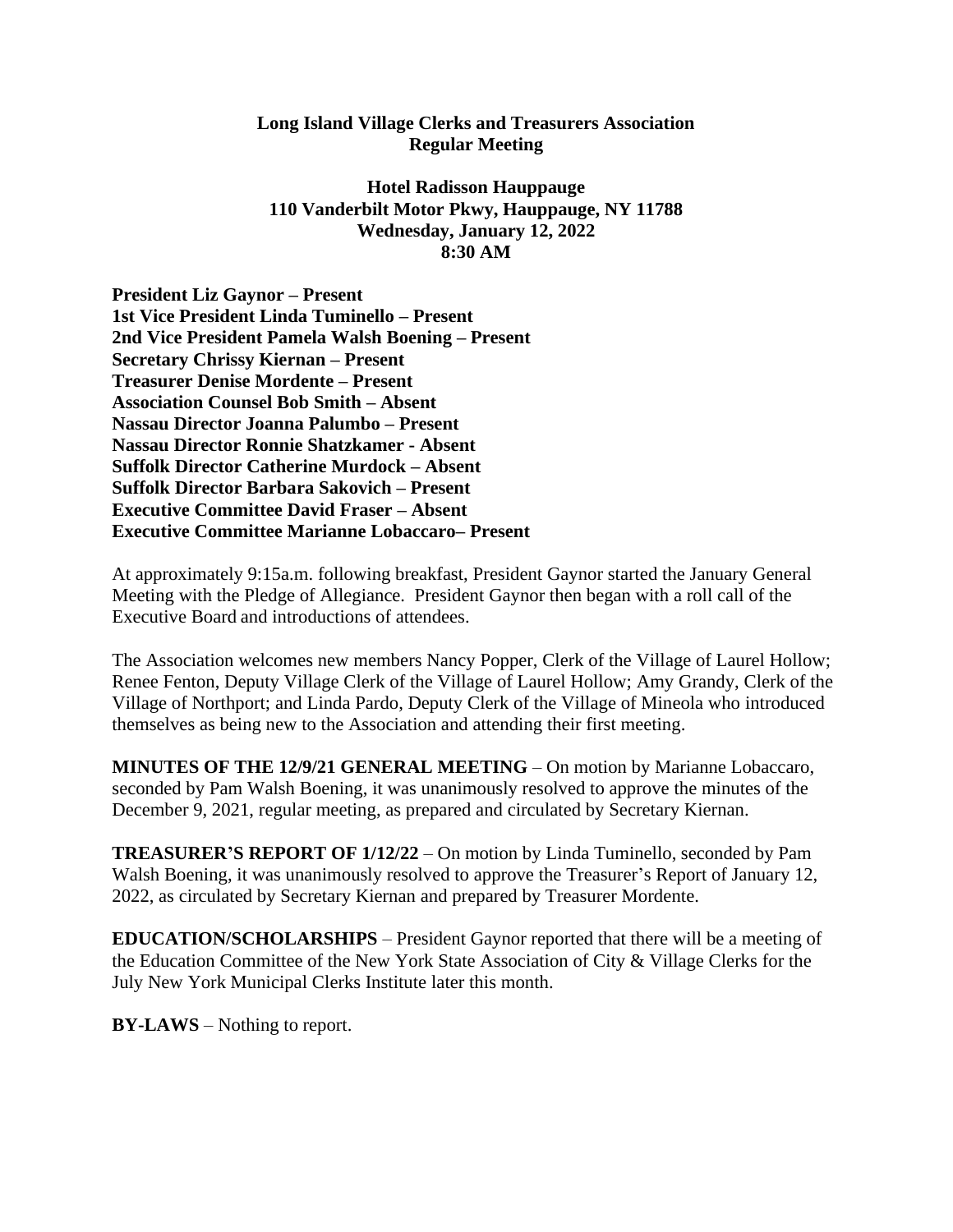**Long Island Village Clerks and Treasurers Association**
**Regular Meeting**

**Hotel Radisson Hauppauge**
**110 Vanderbilt Motor Pkwy, Hauppauge, NY 11788**
**Wednesday, January 12, 2022**
**8:30 AM**

**President Liz Gaynor – Present**
**1st Vice President Linda Tuminello – Present**
**2nd Vice President Pamela Walsh Boening – Present**
**Secretary Chrissy Kiernan – Present**
**Treasurer Denise Mordente – Present**
**Association Counsel Bob Smith – Absent**
**Nassau Director Joanna Palumbo – Present**
**Nassau Director Ronnie Shatzkamer - Absent**
**Suffolk Director Catherine Murdock – Absent**
**Suffolk Director Barbara Sakovich – Present**
**Executive Committee David Fraser – Absent**
**Executive Committee Marianne Lobaccaro– Present**

At approximately 9:15a.m. following breakfast, President Gaynor started the January General Meeting with the Pledge of Allegiance. President Gaynor then began with a roll call of the Executive Board and introductions of attendees.

The Association welcomes new members Nancy Popper, Clerk of the Village of Laurel Hollow; Renee Fenton, Deputy Village Clerk of the Village of Laurel Hollow; Amy Grandy, Clerk of the Village of Northport; and Linda Pardo, Deputy Clerk of the Village of Mineola who introduced themselves as being new to the Association and attending their first meeting.

**MINUTES OF THE 12/9/21 GENERAL MEETING** – On motion by Marianne Lobaccaro, seconded by Pam Walsh Boening, it was unanimously resolved to approve the minutes of the December 9, 2021, regular meeting, as prepared and circulated by Secretary Kiernan.

**TREASURER'S REPORT OF 1/12/22** – On motion by Linda Tuminello, seconded by Pam Walsh Boening, it was unanimously resolved to approve the Treasurer's Report of January 12, 2022, as circulated by Secretary Kiernan and prepared by Treasurer Mordente.

**EDUCATION/SCHOLARSHIPS** – President Gaynor reported that there will be a meeting of the Education Committee of the New York State Association of City & Village Clerks for the July New York Municipal Clerks Institute later this month.

**BY-LAWS** – Nothing to report.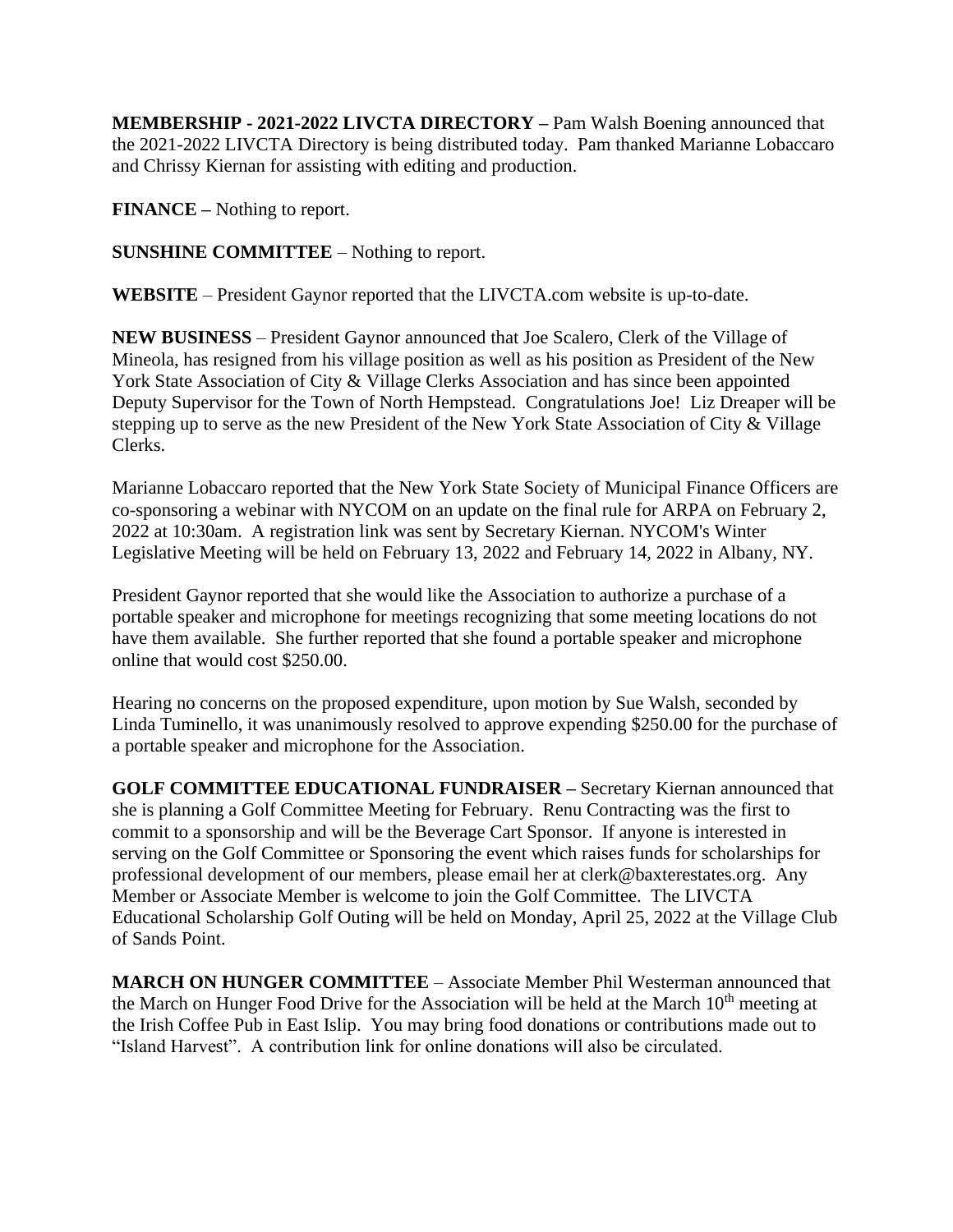**MEMBERSHIP - 2021-2022 LIVCTA DIRECTORY –** Pam Walsh Boening announced that the 2021-2022 LIVCTA Directory is being distributed today. Pam thanked Marianne Lobaccaro and Chrissy Kiernan for assisting with editing and production.

**FINANCE –** Nothing to report.

**SUNSHINE COMMITTEE** – Nothing to report.

**WEBSITE** – President Gaynor reported that the LIVCTA.com website is up-to-date.

**NEW BUSINESS** – President Gaynor announced that Joe Scalero, Clerk of the Village of Mineola, has resigned from his village position as well as his position as President of the New York State Association of City & Village Clerks Association and has since been appointed Deputy Supervisor for the Town of North Hempstead. Congratulations Joe! Liz Dreaper will be stepping up to serve as the new President of the New York State Association of City & Village Clerks.

Marianne Lobaccaro reported that the New York State Society of Municipal Finance Officers are co-sponsoring a webinar with NYCOM on an update on the final rule for ARPA on February 2, 2022 at 10:30am. A registration link was sent by Secretary Kiernan. NYCOM's Winter Legislative Meeting will be held on February 13, 2022 and February 14, 2022 in Albany, NY.

President Gaynor reported that she would like the Association to authorize a purchase of a portable speaker and microphone for meetings recognizing that some meeting locations do not have them available. She further reported that she found a portable speaker and microphone online that would cost $250.00.

Hearing no concerns on the proposed expenditure, upon motion by Sue Walsh, seconded by Linda Tuminello, it was unanimously resolved to approve expending $250.00 for the purchase of a portable speaker and microphone for the Association.

**GOLF COMMITTEE EDUCATIONAL FUNDRAISER –** Secretary Kiernan announced that she is planning a Golf Committee Meeting for February. Renu Contracting was the first to commit to a sponsorship and will be the Beverage Cart Sponsor. If anyone is interested in serving on the Golf Committee or Sponsoring the event which raises funds for scholarships for professional development of our members, please email her at clerk@baxterestates.org. Any Member or Associate Member is welcome to join the Golf Committee. The LIVCTA Educational Scholarship Golf Outing will be held on Monday, April 25, 2022 at the Village Club of Sands Point.

**MARCH ON HUNGER COMMITTEE** – Associate Member Phil Westerman announced that the March on Hunger Food Drive for the Association will be held at the March 10th meeting at the Irish Coffee Pub in East Islip. You may bring food donations or contributions made out to "Island Harvest". A contribution link for online donations will also be circulated.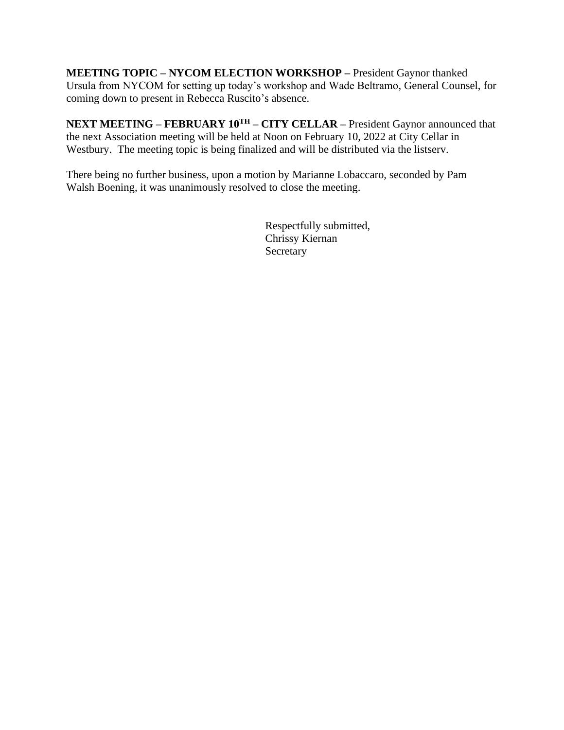**MEETING TOPIC – NYCOM ELECTION WORKSHOP –** President Gaynor thanked Ursula from NYCOM for setting up today's workshop and Wade Beltramo, General Counsel, for coming down to present in Rebecca Ruscito's absence.

**NEXT MEETING – FEBRUARY 10$^{TH}$ – CITY CELLAR –** President Gaynor announced that the next Association meeting will be held at Noon on February 10, 2022 at City Cellar in Westbury. The meeting topic is being finalized and will be distributed via the listserv.

There being no further business, upon a motion by Marianne Lobaccaro, seconded by Pam Walsh Boening, it was unanimously resolved to close the meeting.

Respectfully submitted,
Chrissy Kiernan
Secretary